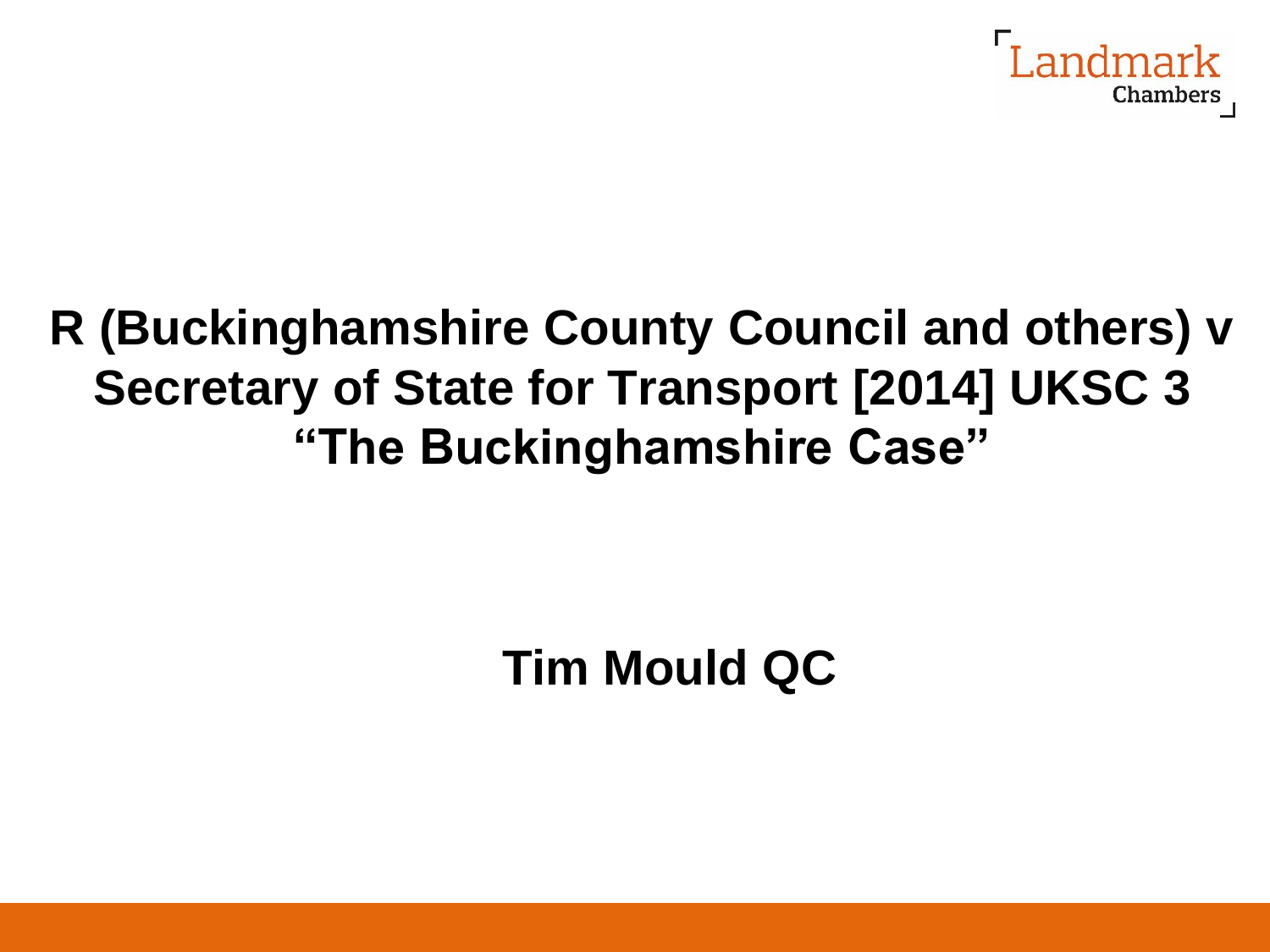# R (Buckinghamshire County Council and others) v Secretary of State for Transport [2014] UKSC 3 "The Buckinghamshire Case"

**Tim Mould QC**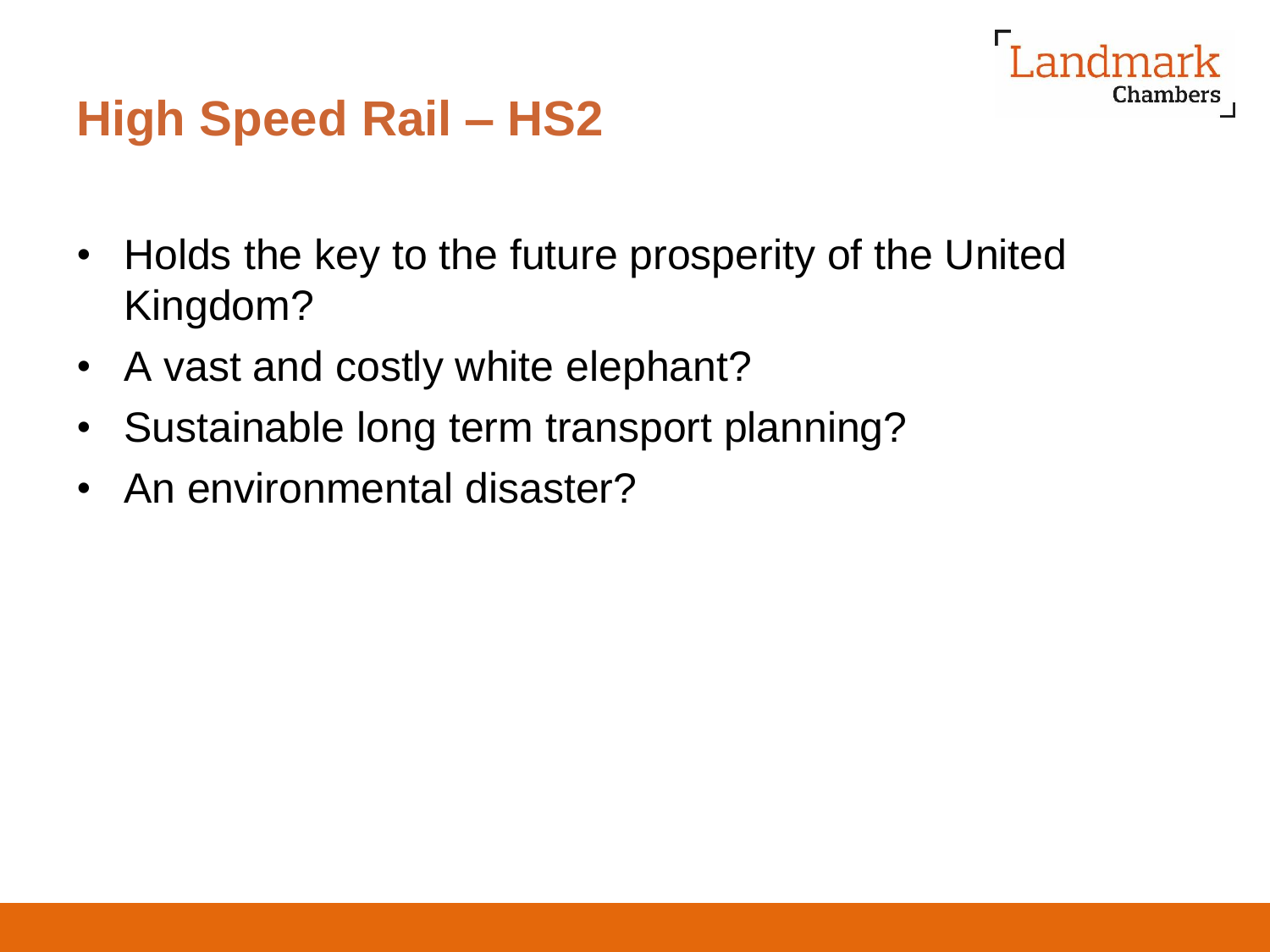# High Speed Rail – HS2

- Holds the key to the future prosperity of the United Kingdom?
- A vast and costly white elephant?
- Sustainable long term transport planning?
- An environmental disaster?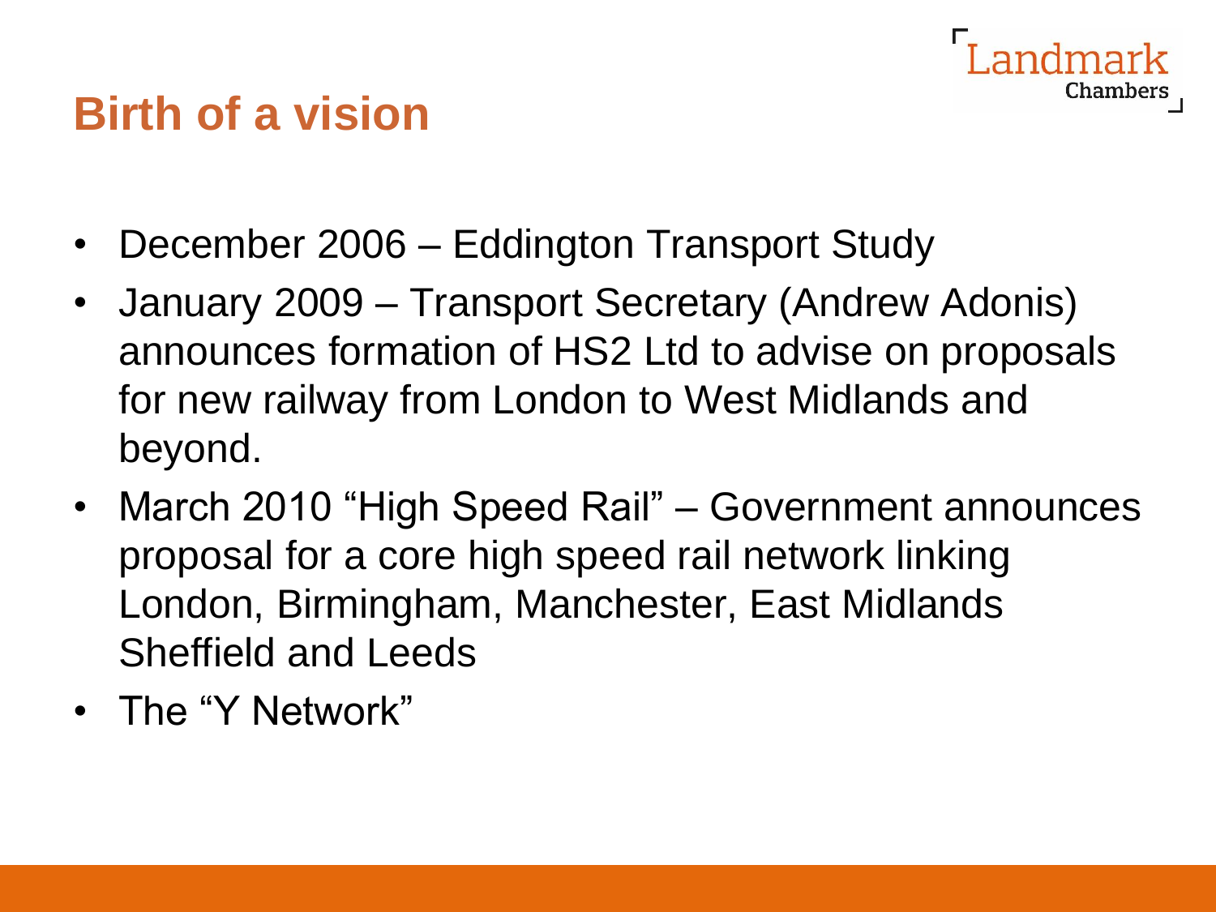# Birth of a vision

- December 2006 – Eddington Transport Study
- January 2009 – Transport Secretary (Andrew Adonis) announces formation of HS2 Ltd to advise on proposals for new railway from London to West Midlands and beyond.
- March 2010 "High Speed Rail" – Government announces proposal for a core high speed rail network linking London, Birmingham, Manchester, East Midlands Sheffield and Leeds
- The "Y Network"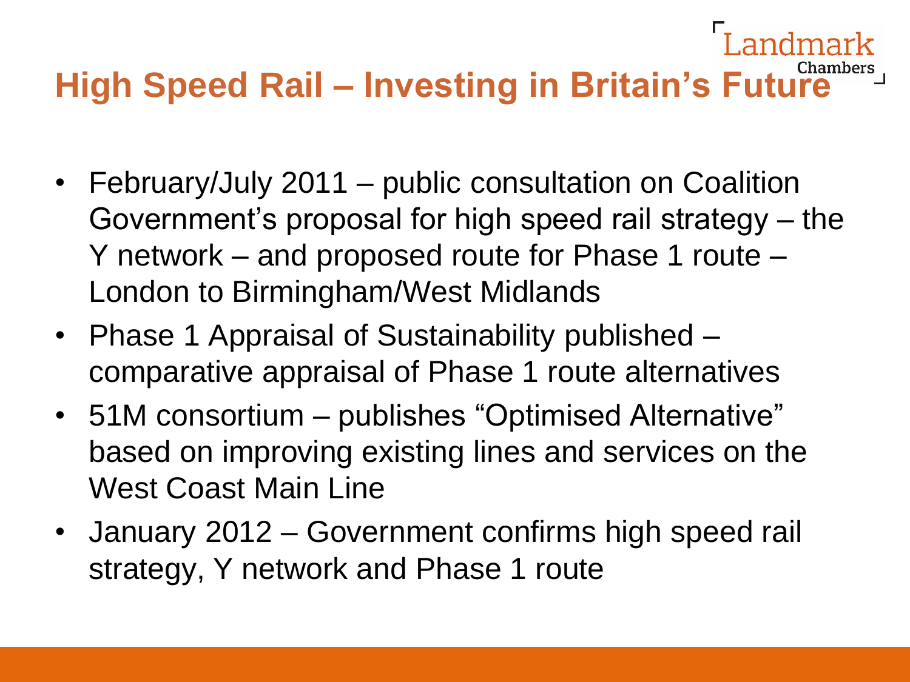# High Speed Rail – Investing in Britain's Future

- February/July 2011 – public consultation on Coalition Government's proposal for high speed rail strategy – the Y network – and proposed route for Phase 1 route – London to Birmingham/West Midlands
- Phase 1 Appraisal of Sustainability published – comparative appraisal of Phase 1 route alternatives
- 51M consortium – publishes "Optimised Alternative" based on improving existing lines and services on the West Coast Main Line
- January 2012 – Government confirms high speed rail strategy, Y network and Phase 1 route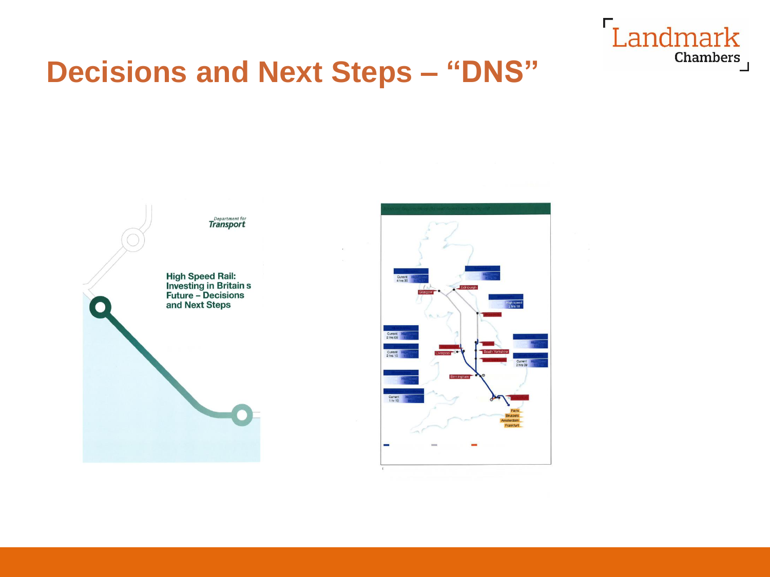# Decisions and Next Steps – "DNS"

Department for Transport

High Speed Rail: Investing in Britain s Future – Decisions and Next Steps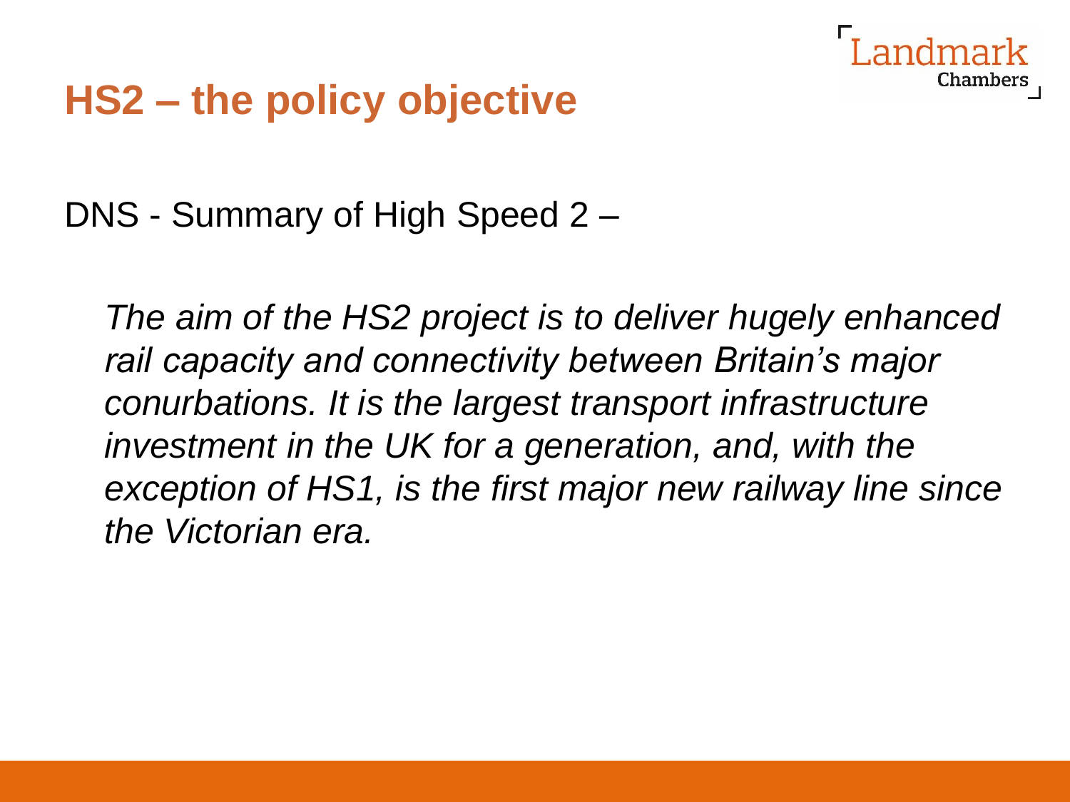# HS2 – the policy objective

DNS - Summary of High Speed 2 –

> *The aim of the HS2 project is to deliver hugely enhanced rail capacity and connectivity between Britain's major conurbations. It is the largest transport infrastructure investment in the UK for a generation, and, with the exception of HS1, is the first major new railway line since the Victorian era.*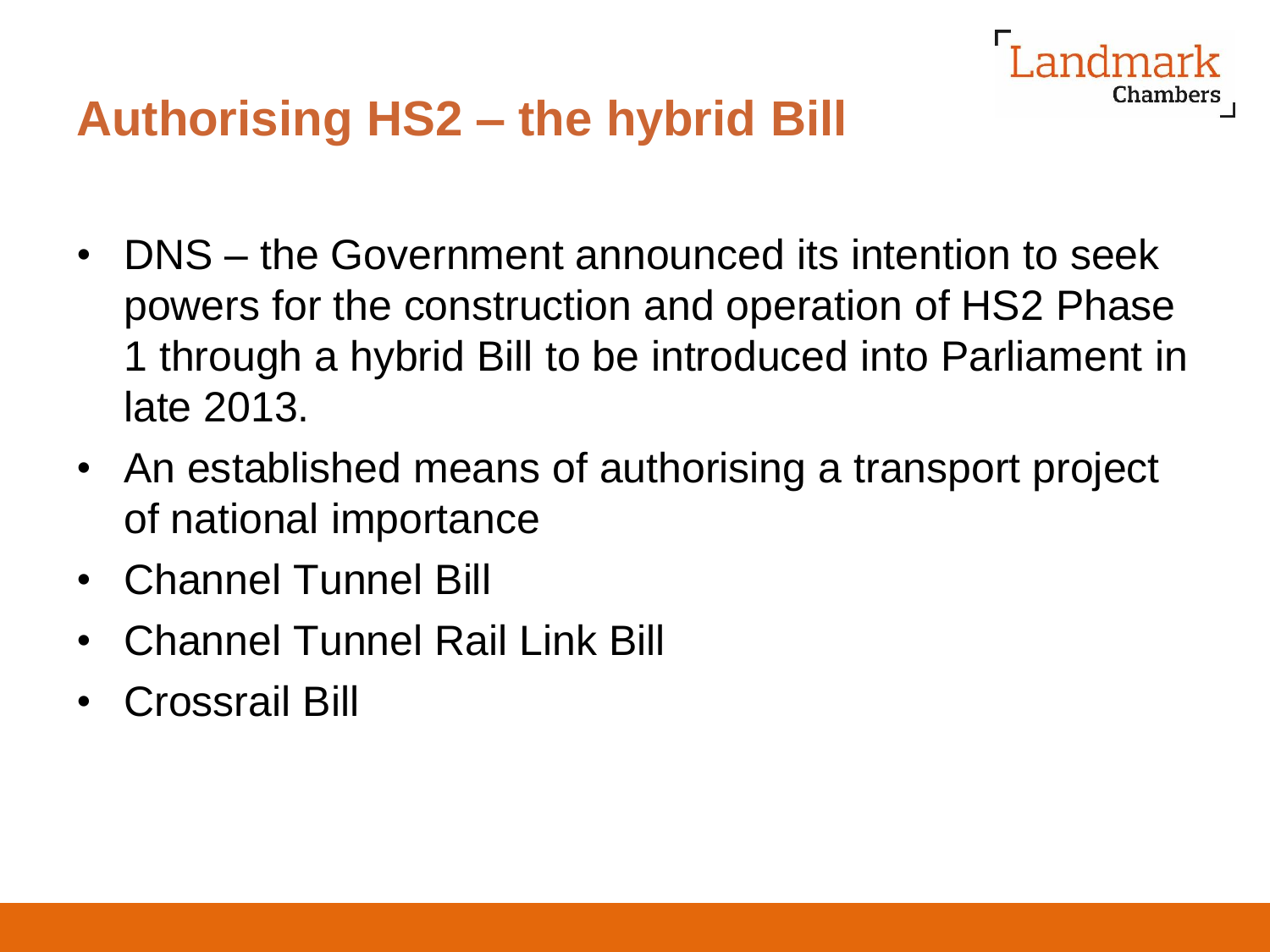# Authorising HS2 – the hybrid Bill

- DNS – the Government announced its intention to seek powers for the construction and operation of HS2 Phase 1 through a hybrid Bill to be introduced into Parliament in late 2013.
- An established means of authorising a transport project of national importance
- Channel Tunnel Bill
- Channel Tunnel Rail Link Bill
- Crossrail Bill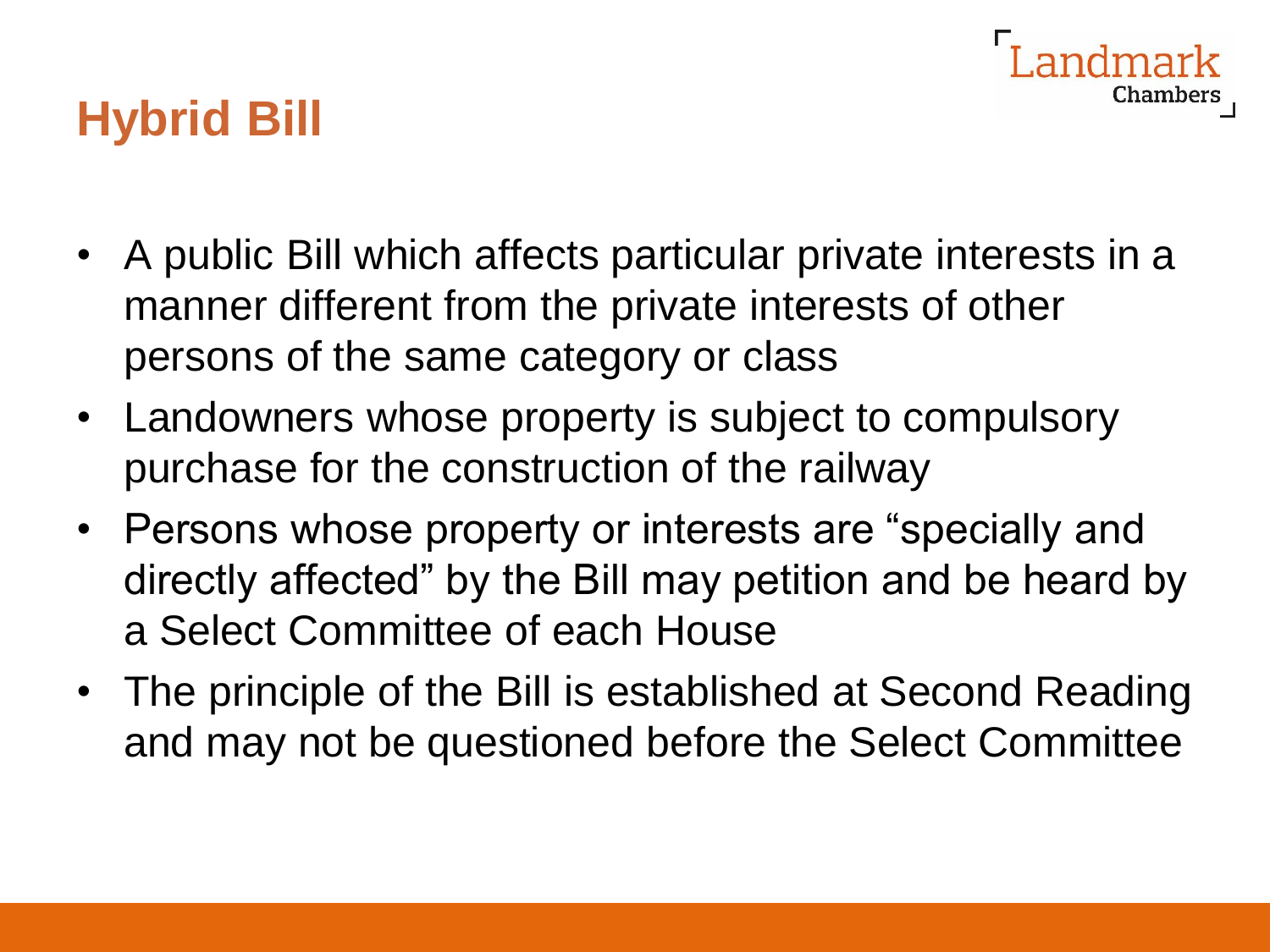# Hybrid Bill

- A public Bill which affects particular private interests in a manner different from the private interests of other persons of the same category or class
- Landowners whose property is subject to compulsory purchase for the construction of the railway
- Persons whose property or interests are "specially and directly affected" by the Bill may petition and be heard by a Select Committee of each House
- The principle of the Bill is established at Second Reading and may not be questioned before the Select Committee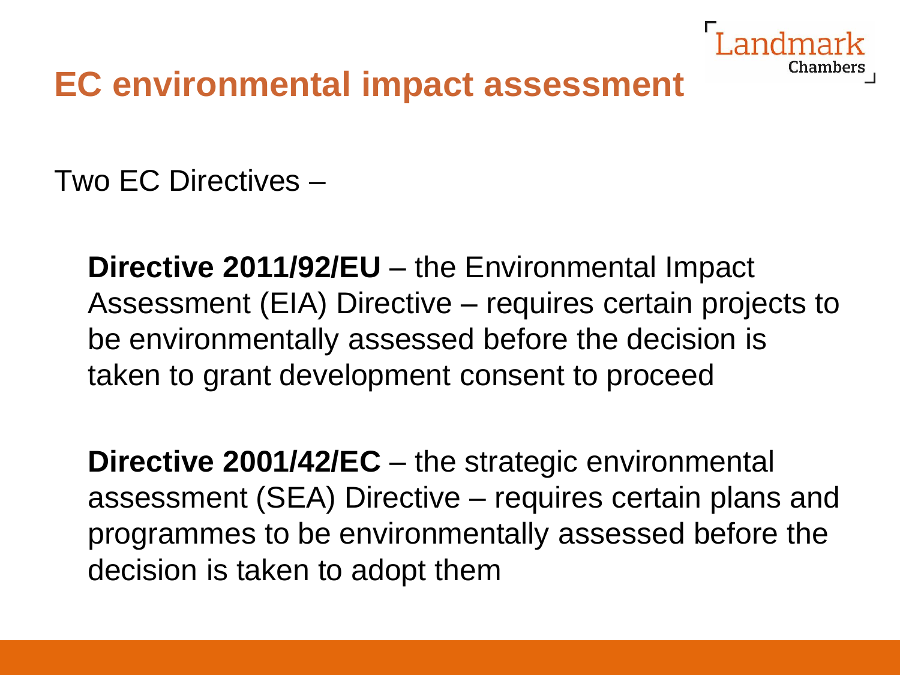# EC environmental impact assessment

Two EC Directives –

**Directive 2011/92/EU** – the Environmental Impact Assessment (EIA) Directive – requires certain projects to be environmentally assessed before the decision is taken to grant development consent to proceed

**Directive 2001/42/EC** – the strategic environmental assessment (SEA) Directive – requires certain plans and programmes to be environmentally assessed before the decision is taken to adopt them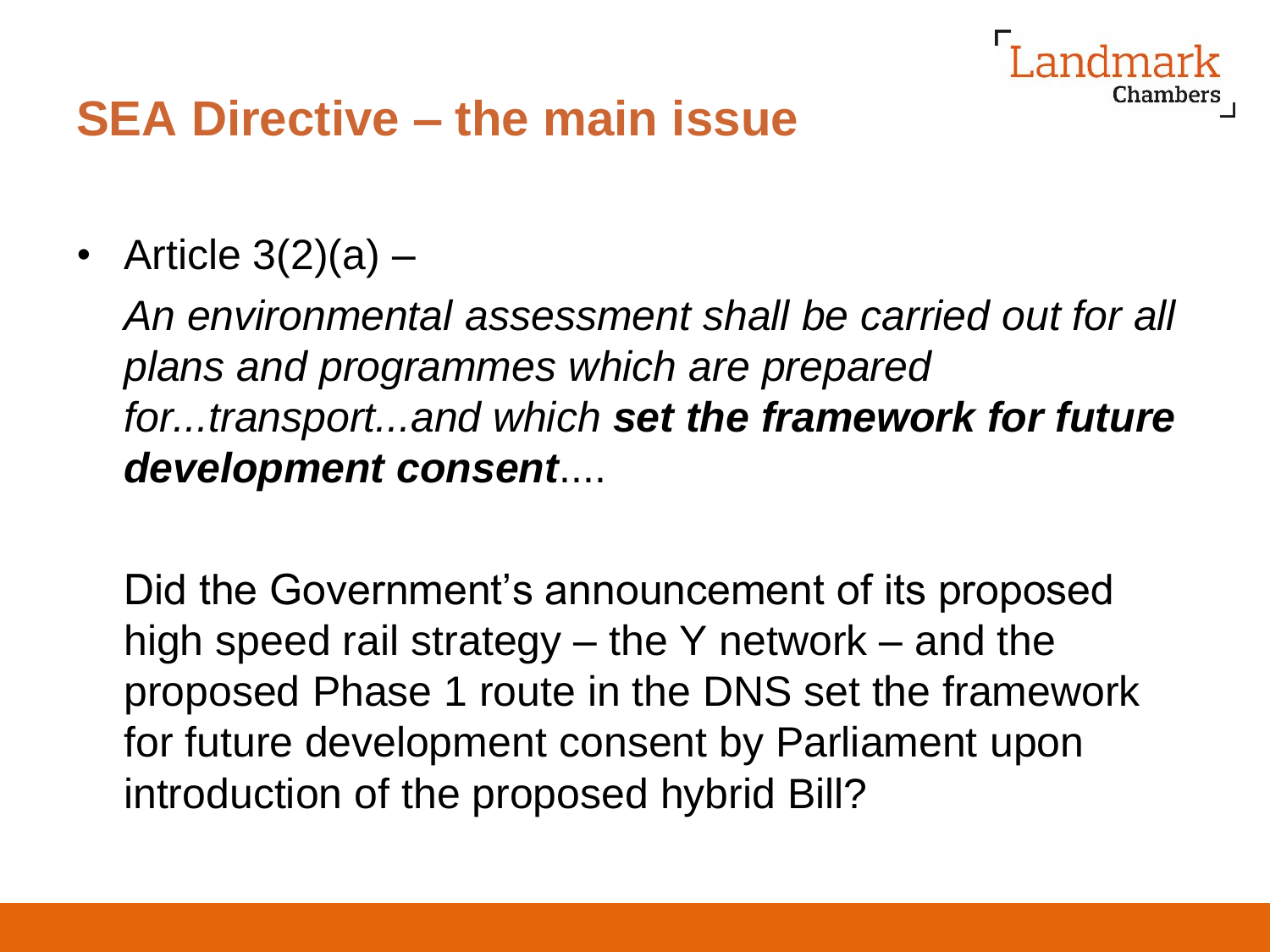# SEA Directive – the main issue

- Article 3(2)(a) –

  *An environmental assessment shall be carried out for all plans and programmes which are prepared for...transport...and which* ***set the framework for future development consent****....*

  Did the Government's announcement of its proposed high speed rail strategy – the Y network – and the proposed Phase 1 route in the DNS set the framework for future development consent by Parliament upon introduction of the proposed hybrid Bill?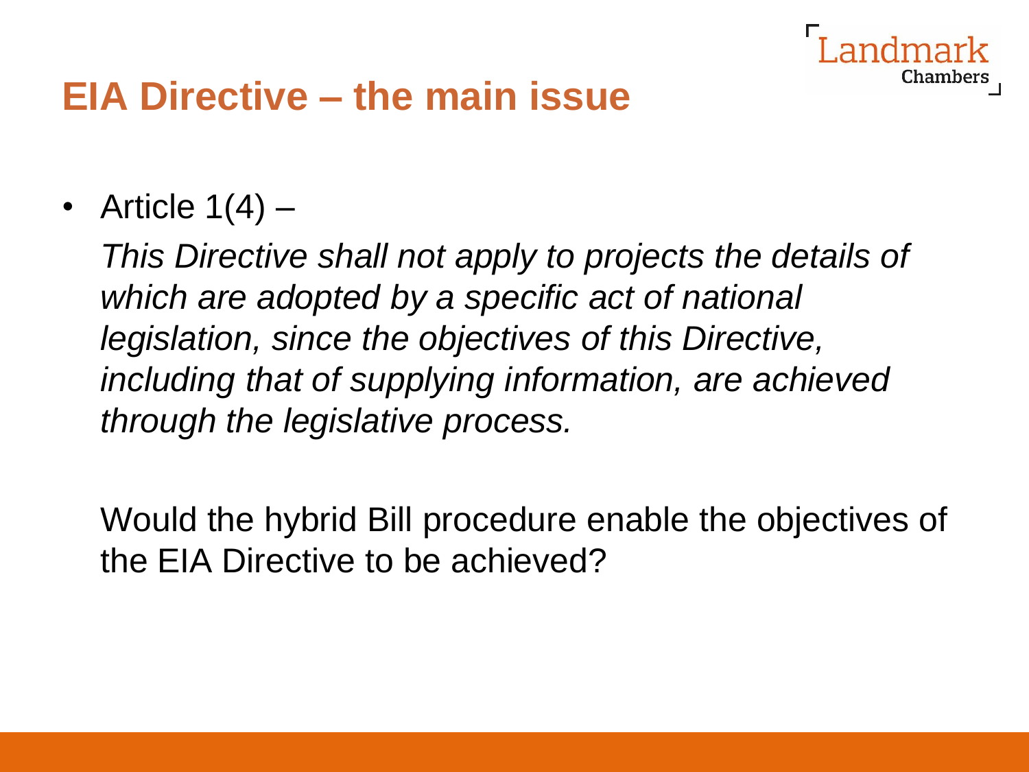# EIA Directive – the main issue

- Article 1(4) –

  *This Directive shall not apply to projects the details of which are adopted by a specific act of national legislation, since the objectives of this Directive, including that of supplying information, are achieved through the legislative process.*

  Would the hybrid Bill procedure enable the objectives of the EIA Directive to be achieved?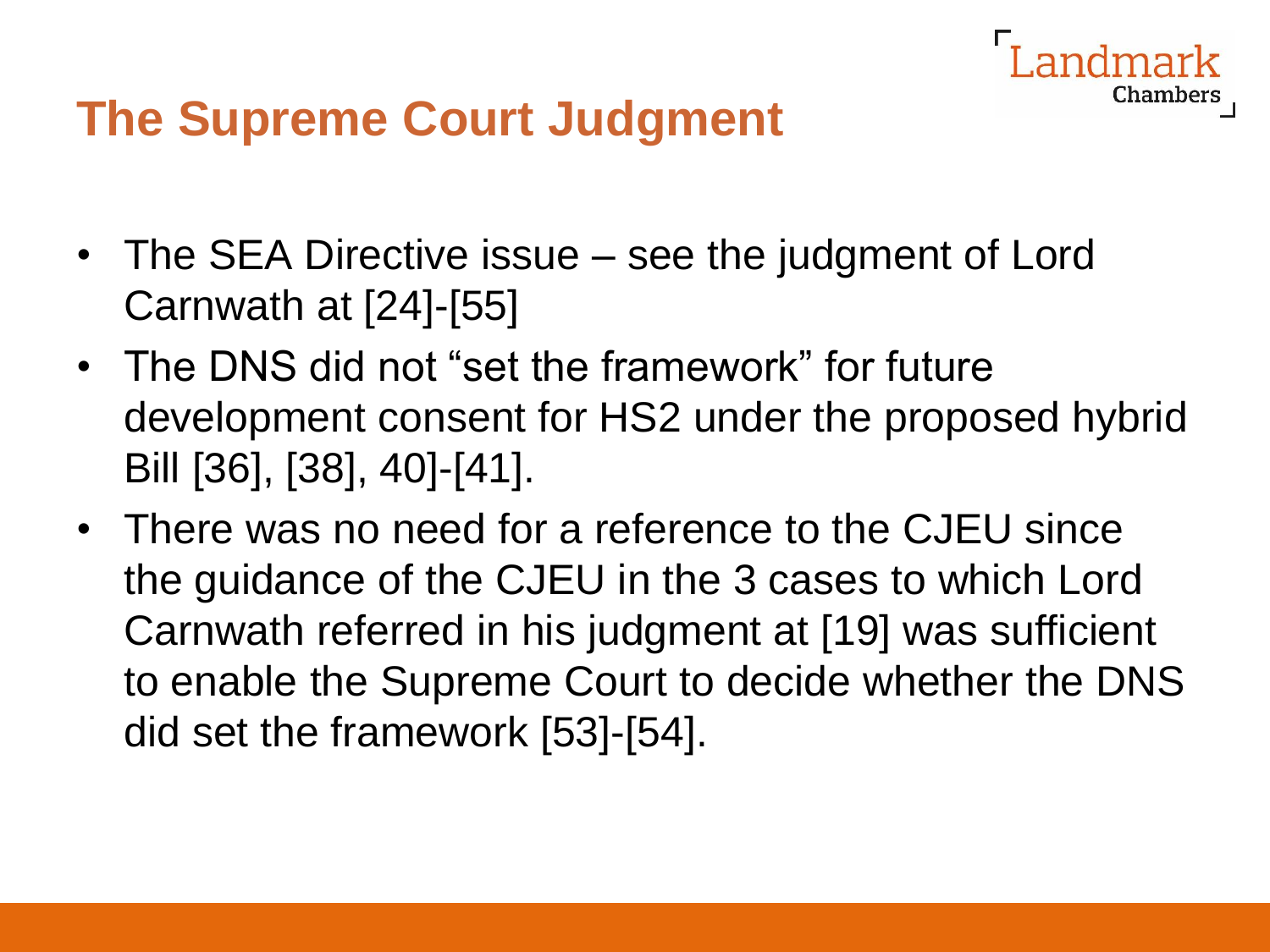# The Supreme Court Judgment

- The SEA Directive issue – see the judgment of Lord Carnwath at [24]-[55]
- The DNS did not "set the framework" for future development consent for HS2 under the proposed hybrid Bill [36], [38], 40]-[41].
- There was no need for a reference to the CJEU since the guidance of the CJEU in the 3 cases to which Lord Carnwath referred in his judgment at [19] was sufficient to enable the Supreme Court to decide whether the DNS did set the framework [53]-[54].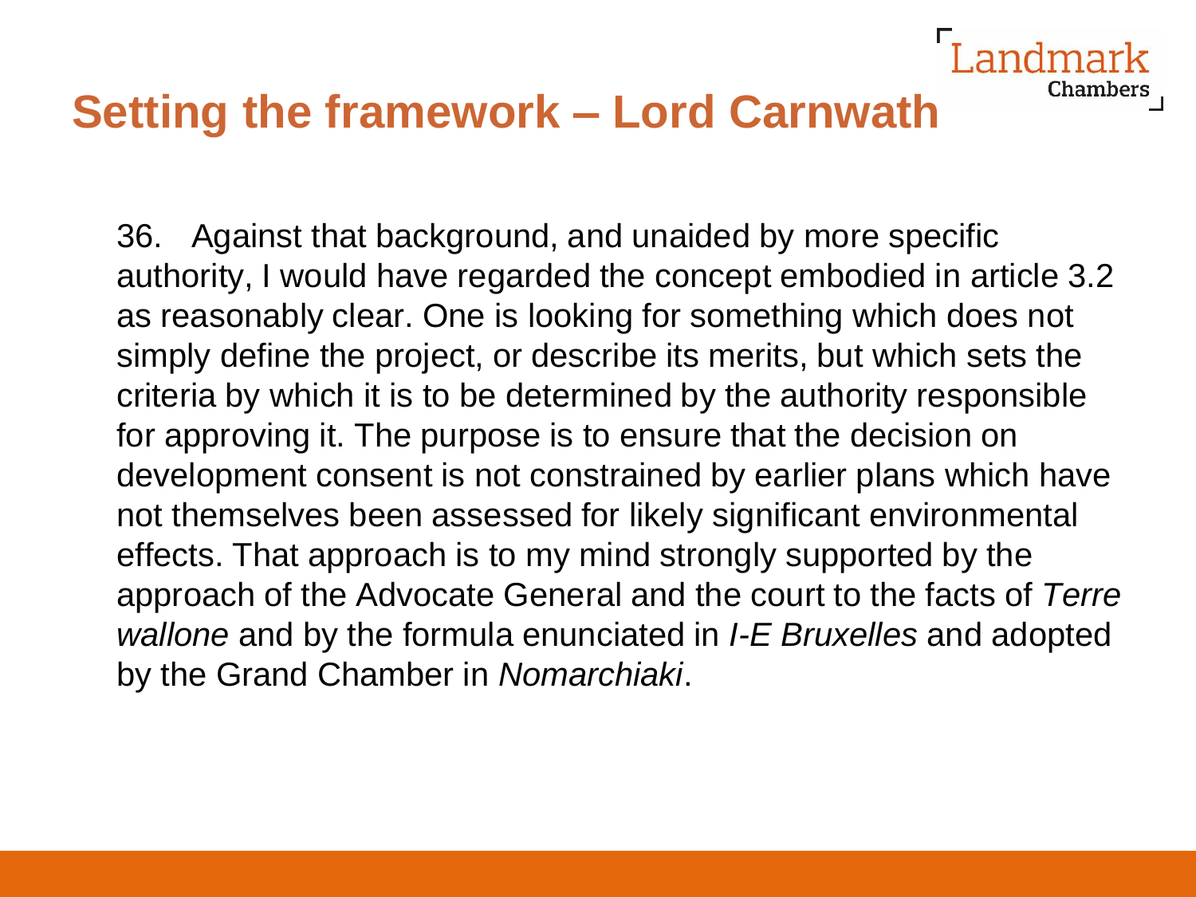# Setting the framework – Lord Carnwath

36. Against that background, and unaided by more specific authority, I would have regarded the concept embodied in article 3.2 as reasonably clear. One is looking for something which does not simply define the project, or describe its merits, but which sets the criteria by which it is to be determined by the authority responsible for approving it. The purpose is to ensure that the decision on development consent is not constrained by earlier plans which have not themselves been assessed for likely significant environmental effects. That approach is to my mind strongly supported by the approach of the Advocate General and the court to the facts of *Terre wallone* and by the formula enunciated in *I-E Bruxelles* and adopted by the Grand Chamber in *Nomarchiaki*.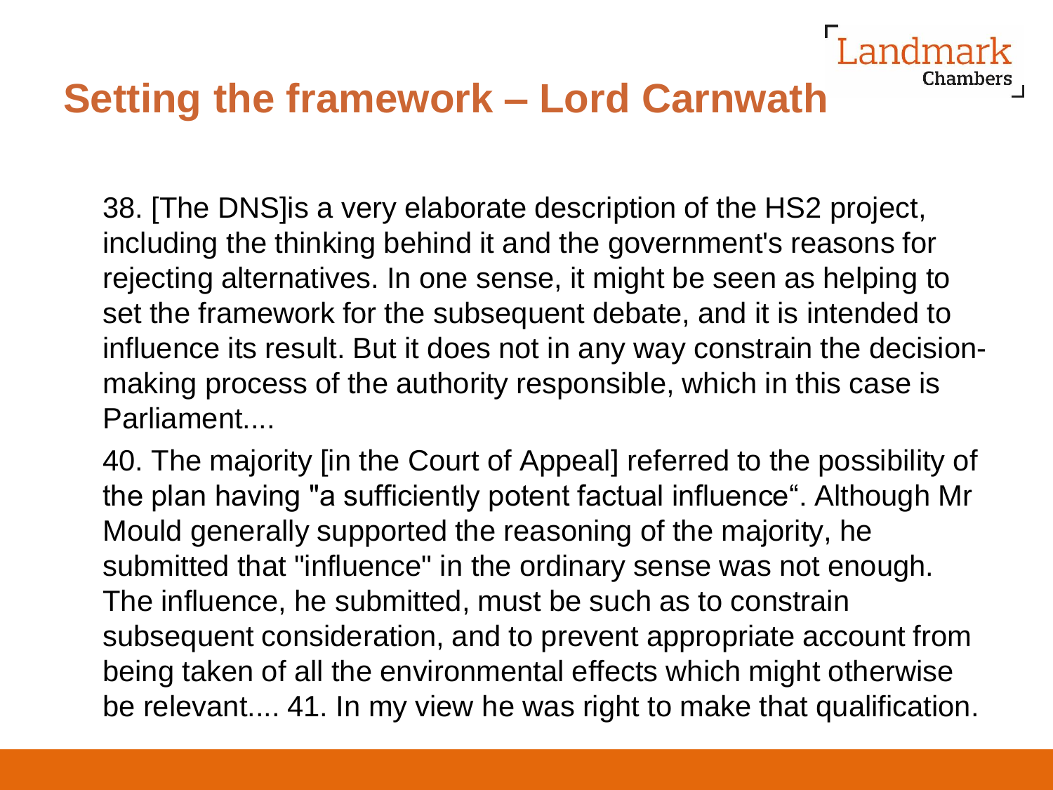# Setting the framework – Lord Carnwath

38. [The DNS]is a very elaborate description of the HS2 project, including the thinking behind it and the government's reasons for rejecting alternatives. In one sense, it might be seen as helping to set the framework for the subsequent debate, and it is intended to influence its result. But it does not in any way constrain the decision-making process of the authority responsible, which in this case is Parliament....

40. The majority [in the Court of Appeal] referred to the possibility of the plan having "a sufficiently potent factual influence“. Although Mr Mould generally supported the reasoning of the majority, he submitted that "influence" in the ordinary sense was not enough. The influence, he submitted, must be such as to constrain subsequent consideration, and to prevent appropriate account from being taken of all the environmental effects which might otherwise be relevant.... 41. In my view he was right to make that qualification.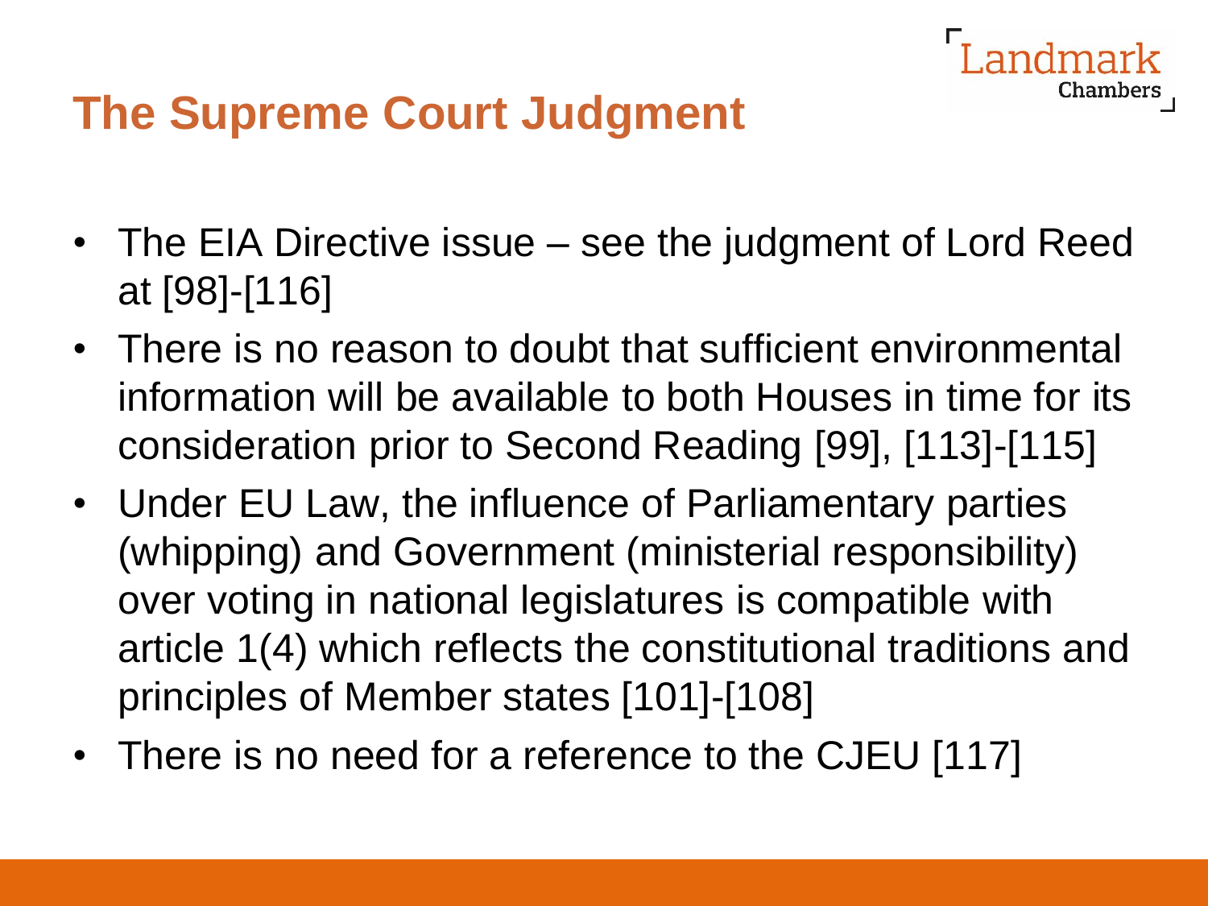# The Supreme Court Judgment

- The EIA Directive issue – see the judgment of Lord Reed at [98]-[116]
- There is no reason to doubt that sufficient environmental information will be available to both Houses in time for its consideration prior to Second Reading [99], [113]-[115]
- Under EU Law, the influence of Parliamentary parties (whipping) and Government (ministerial responsibility) over voting in national legislatures is compatible with article 1(4) which reflects the constitutional traditions and principles of Member states [101]-[108]
- There is no need for a reference to the CJEU [117]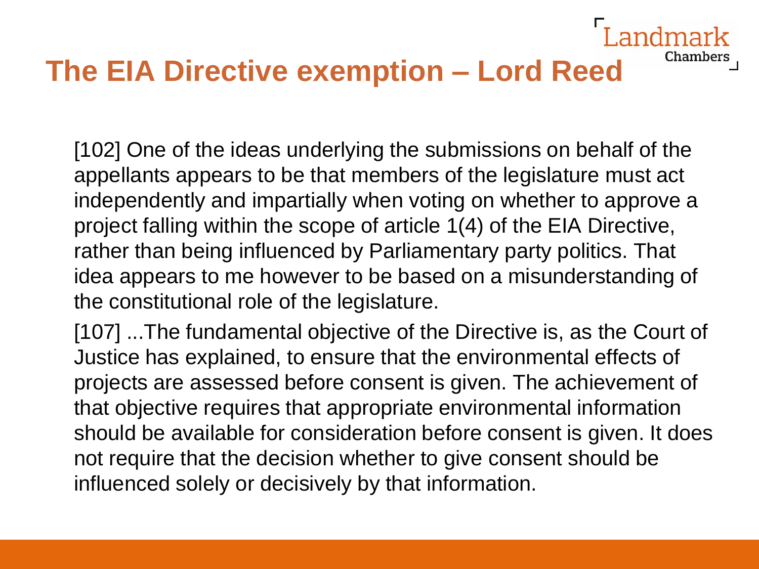# The EIA Directive exemption – Lord Reed

[102] One of the ideas underlying the submissions on behalf of the appellants appears to be that members of the legislature must act independently and impartially when voting on whether to approve a project falling within the scope of article 1(4) of the EIA Directive, rather than being influenced by Parliamentary party politics. That idea appears to me however to be based on a misunderstanding of the constitutional role of the legislature.

[107] ...The fundamental objective of the Directive is, as the Court of Justice has explained, to ensure that the environmental effects of projects are assessed before consent is given. The achievement of that objective requires that appropriate environmental information should be available for consideration before consent is given. It does not require that the decision whether to give consent should be influenced solely or decisively by that information.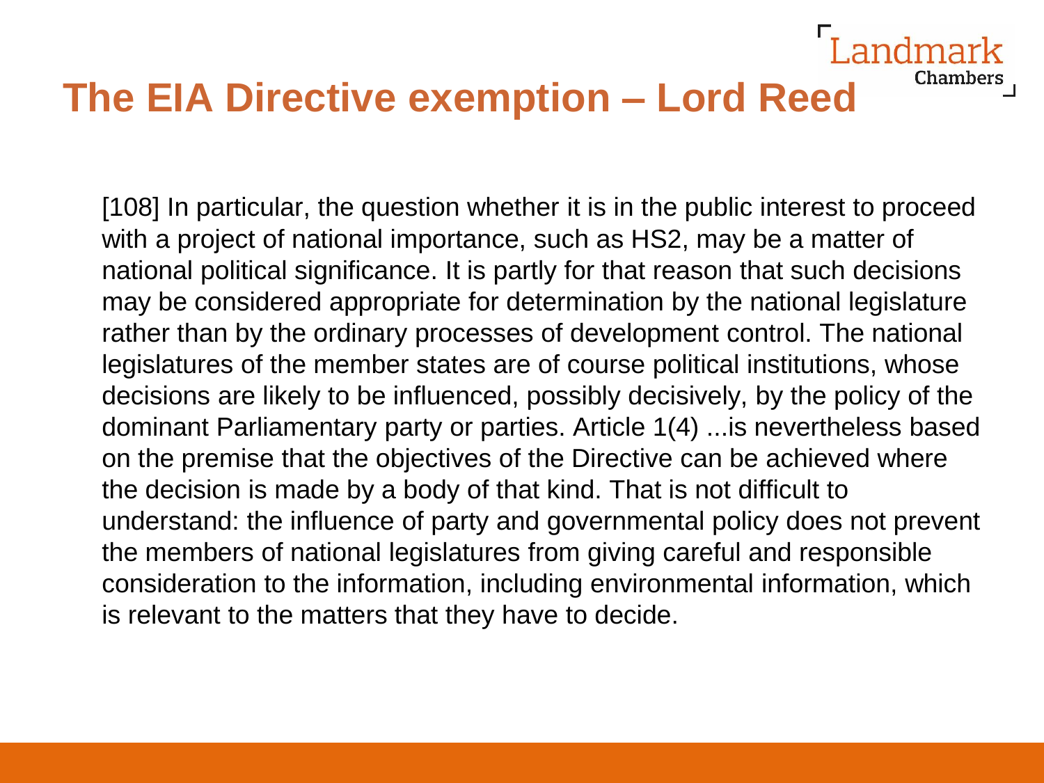# The EIA Directive exemption – Lord Reed

[108] In particular, the question whether it is in the public interest to proceed with a project of national importance, such as HS2, may be a matter of national political significance. It is partly for that reason that such decisions may be considered appropriate for determination by the national legislature rather than by the ordinary processes of development control. The national legislatures of the member states are of course political institutions, whose decisions are likely to be influenced, possibly decisively, by the policy of the dominant Parliamentary party or parties. Article 1(4) ...is nevertheless based on the premise that the objectives of the Directive can be achieved where the decision is made by a body of that kind. That is not difficult to understand: the influence of party and governmental policy does not prevent the members of national legislatures from giving careful and responsible consideration to the information, including environmental information, which is relevant to the matters that they have to decide.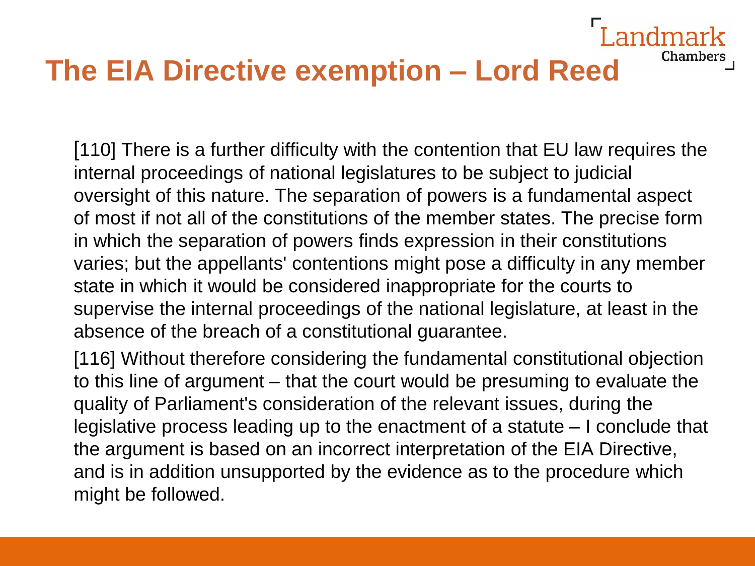# The EIA Directive exemption – Lord Reed

[110] There is a further difficulty with the contention that EU law requires the internal proceedings of national legislatures to be subject to judicial oversight of this nature. The separation of powers is a fundamental aspect of most if not all of the constitutions of the member states. The precise form in which the separation of powers finds expression in their constitutions varies; but the appellants' contentions might pose a difficulty in any member state in which it would be considered inappropriate for the courts to supervise the internal proceedings of the national legislature, at least in the absence of the breach of a constitutional guarantee.

[116] Without therefore considering the fundamental constitutional objection to this line of argument – that the court would be presuming to evaluate the quality of Parliament's consideration of the relevant issues, during the legislative process leading up to the enactment of a statute – I conclude that the argument is based on an incorrect interpretation of the EIA Directive, and is in addition unsupported by the evidence as to the procedure which might be followed.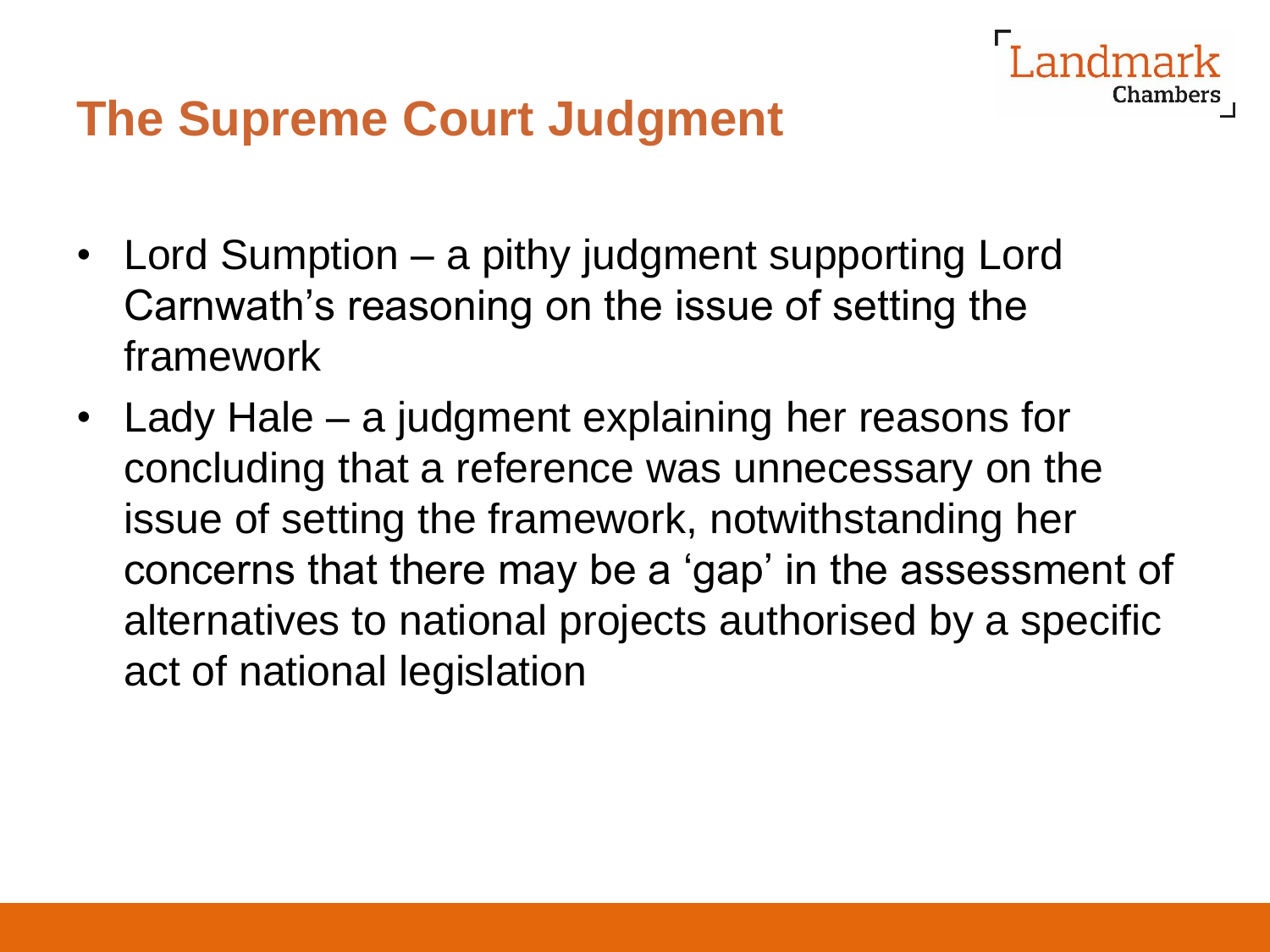# The Supreme Court Judgment

- Lord Sumption – a pithy judgment supporting Lord Carnwath's reasoning on the issue of setting the framework
- Lady Hale – a judgment explaining her reasons for concluding that a reference was unnecessary on the issue of setting the framework, notwithstanding her concerns that there may be a 'gap' in the assessment of alternatives to national projects authorised by a specific act of national legislation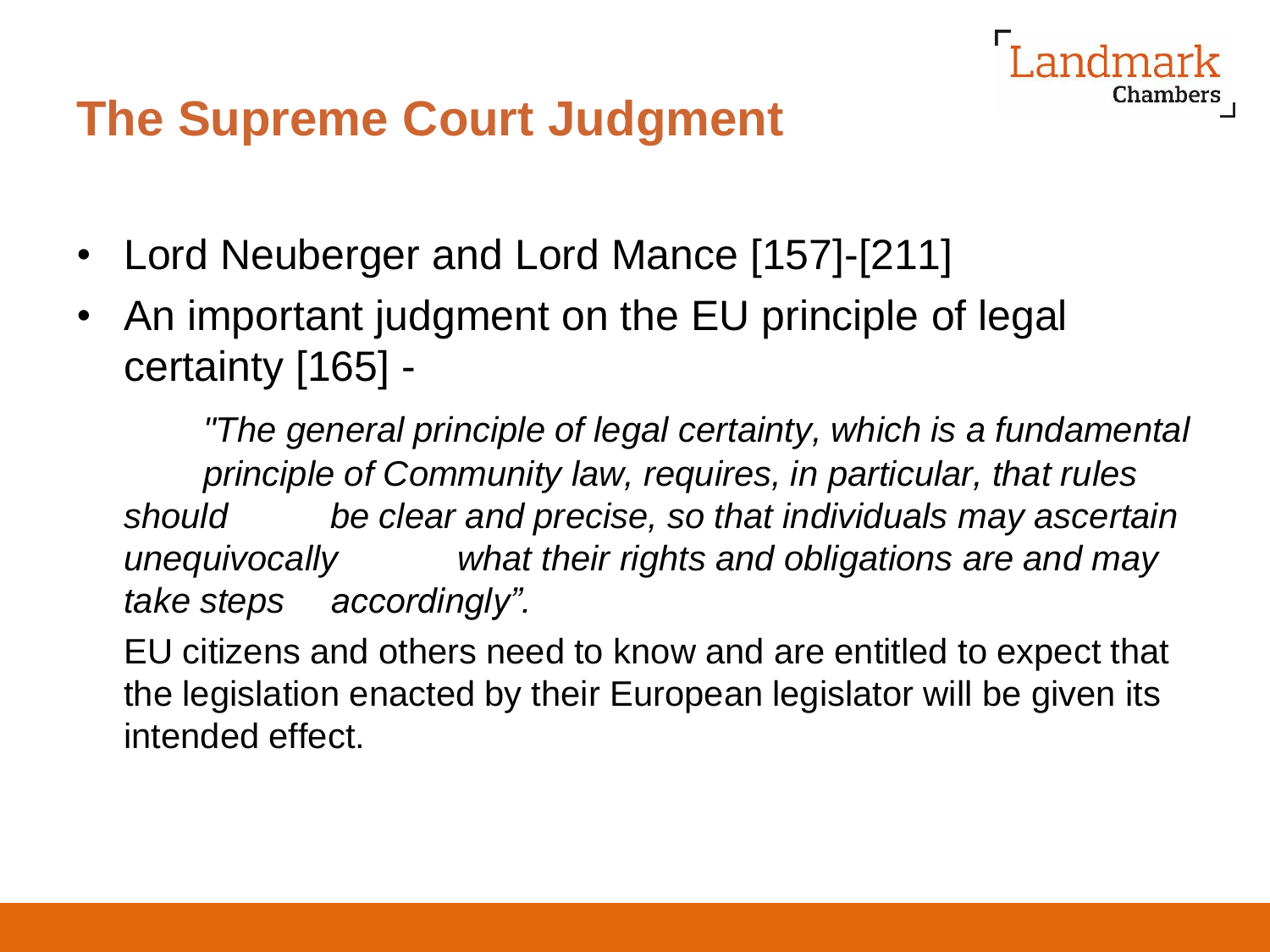# The Supreme Court Judgment

- Lord Neuberger and Lord Mance [157]-[211]
- An important judgment on the EU principle of legal certainty [165] -

  *"The general principle of legal certainty, which is a fundamental principle of Community law, requires, in particular, that rules should be clear and precise, so that individuals may ascertain unequivocally what their rights and obligations are and may take steps accordingly".*

  EU citizens and others need to know and are entitled to expect that the legislation enacted by their European legislator will be given its intended effect.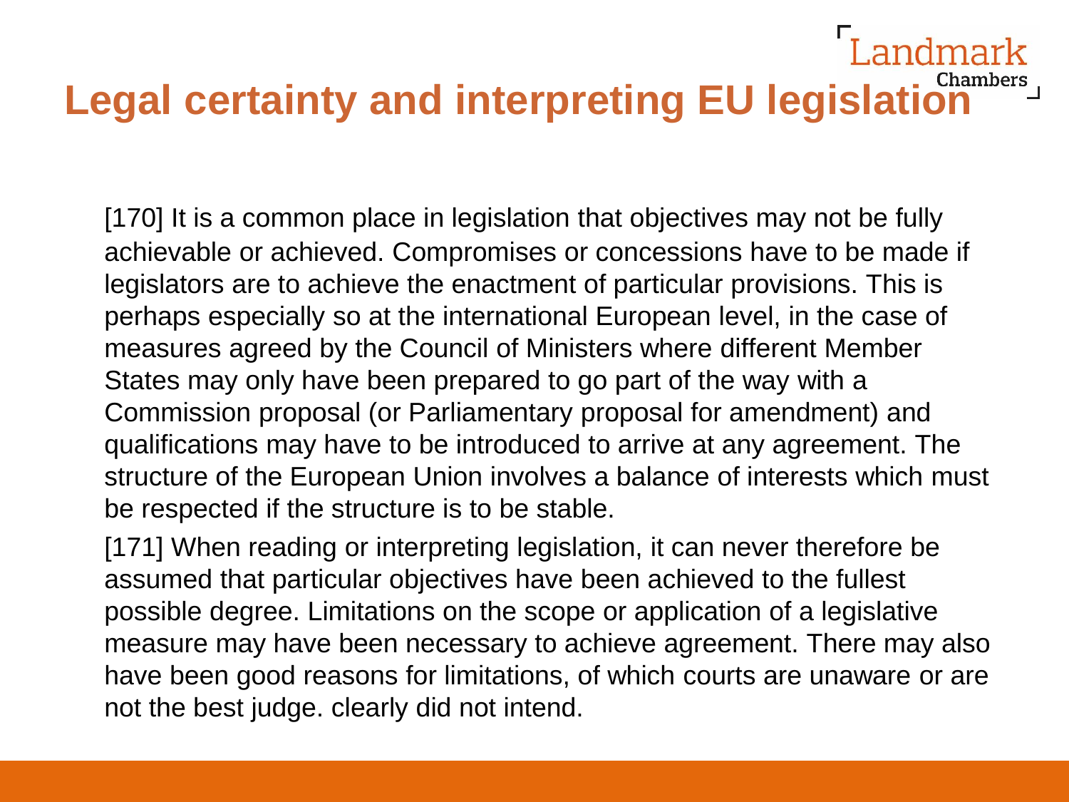# Legal certainty and interpreting EU legislation

[170] It is a common place in legislation that objectives may not be fully achievable or achieved. Compromises or concessions have to be made if legislators are to achieve the enactment of particular provisions. This is perhaps especially so at the international European level, in the case of measures agreed by the Council of Ministers where different Member States may only have been prepared to go part of the way with a Commission proposal (or Parliamentary proposal for amendment) and qualifications may have to be introduced to arrive at any agreement. The structure of the European Union involves a balance of interests which must be respected if the structure is to be stable.

[171] When reading or interpreting legislation, it can never therefore be assumed that particular objectives have been achieved to the fullest possible degree. Limitations on the scope or application of a legislative measure may have been necessary to achieve agreement. There may also have been good reasons for limitations, of which courts are unaware or are not the best judge. clearly did not intend.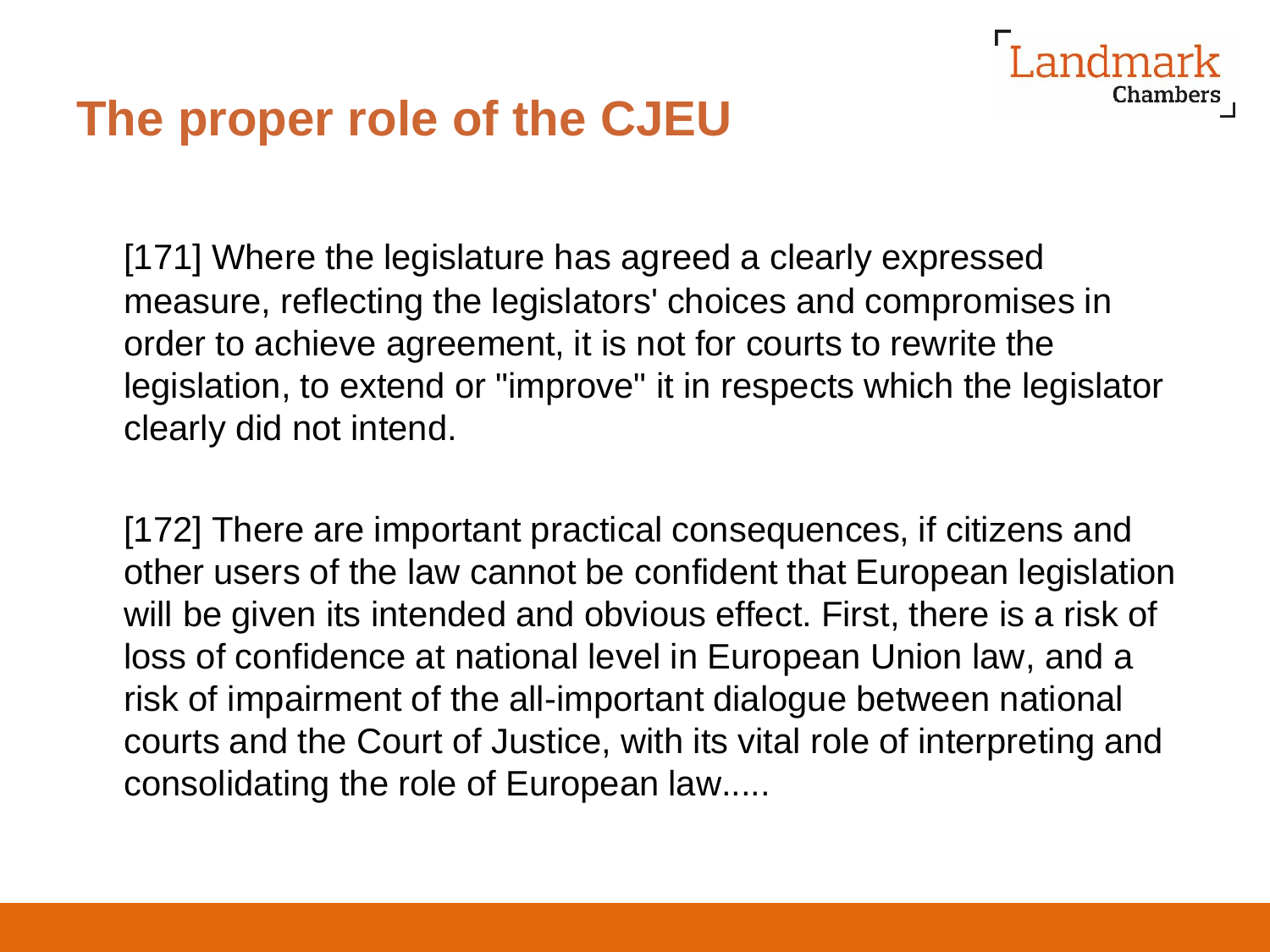# The proper role of the CJEU

[171] Where the legislature has agreed a clearly expressed measure, reflecting the legislators' choices and compromises in order to achieve agreement, it is not for courts to rewrite the legislation, to extend or "improve" it in respects which the legislator clearly did not intend.

[172] There are important practical consequences, if citizens and other users of the law cannot be confident that European legislation will be given its intended and obvious effect. First, there is a risk of loss of confidence at national level in European Union law, and a risk of impairment of the all-important dialogue between national courts and the Court of Justice, with its vital role of interpreting and consolidating the role of European law.....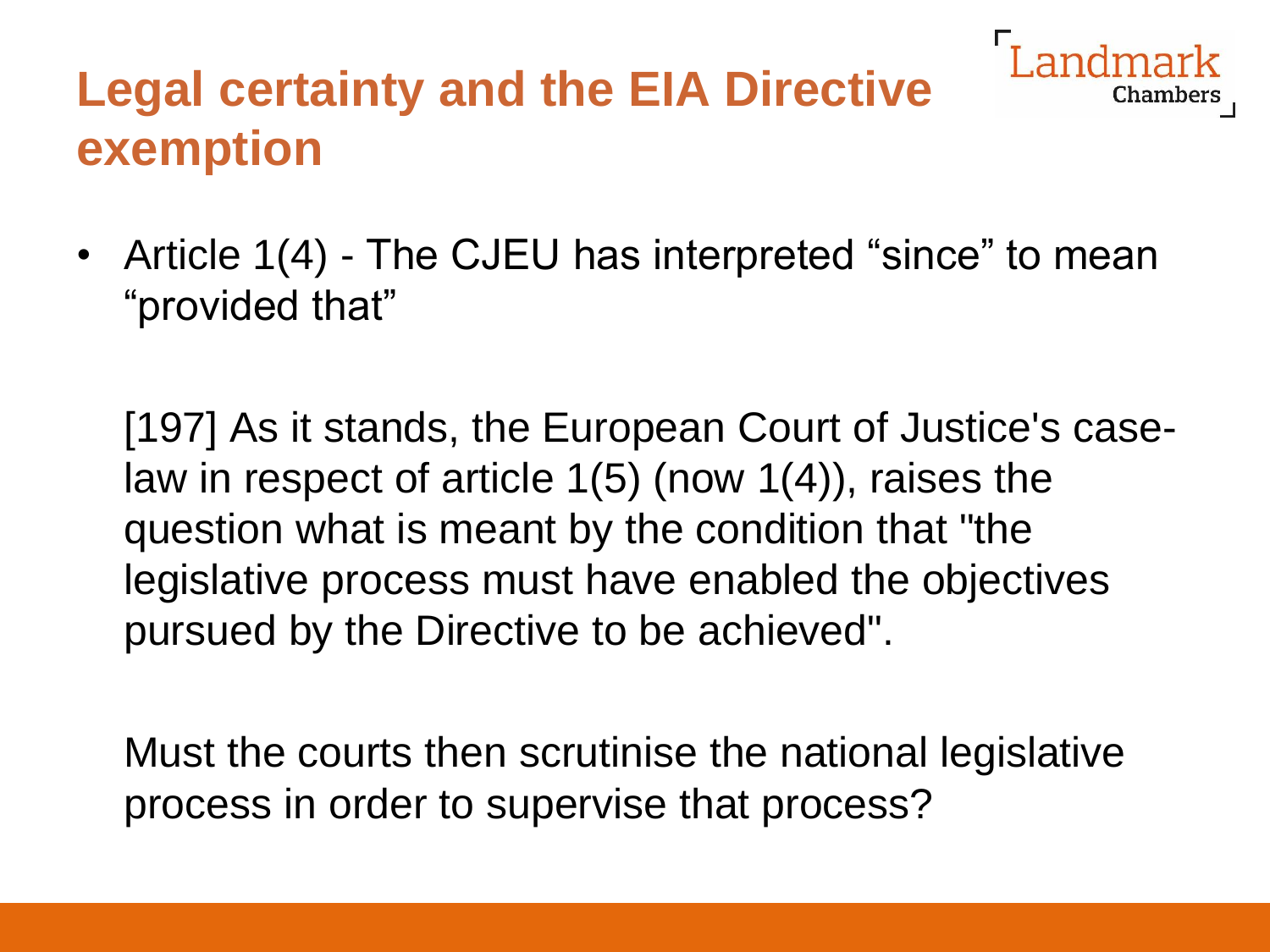# Legal certainty and the EIA Directive exemption

- Article 1(4) - The CJEU has interpreted “since” to mean “provided that”

  [197] As it stands, the European Court of Justice's case-law in respect of article 1(5) (now 1(4)), raises the question what is meant by the condition that "the legislative process must have enabled the objectives pursued by the Directive to be achieved".

  Must the courts then scrutinise the national legislative process in order to supervise that process?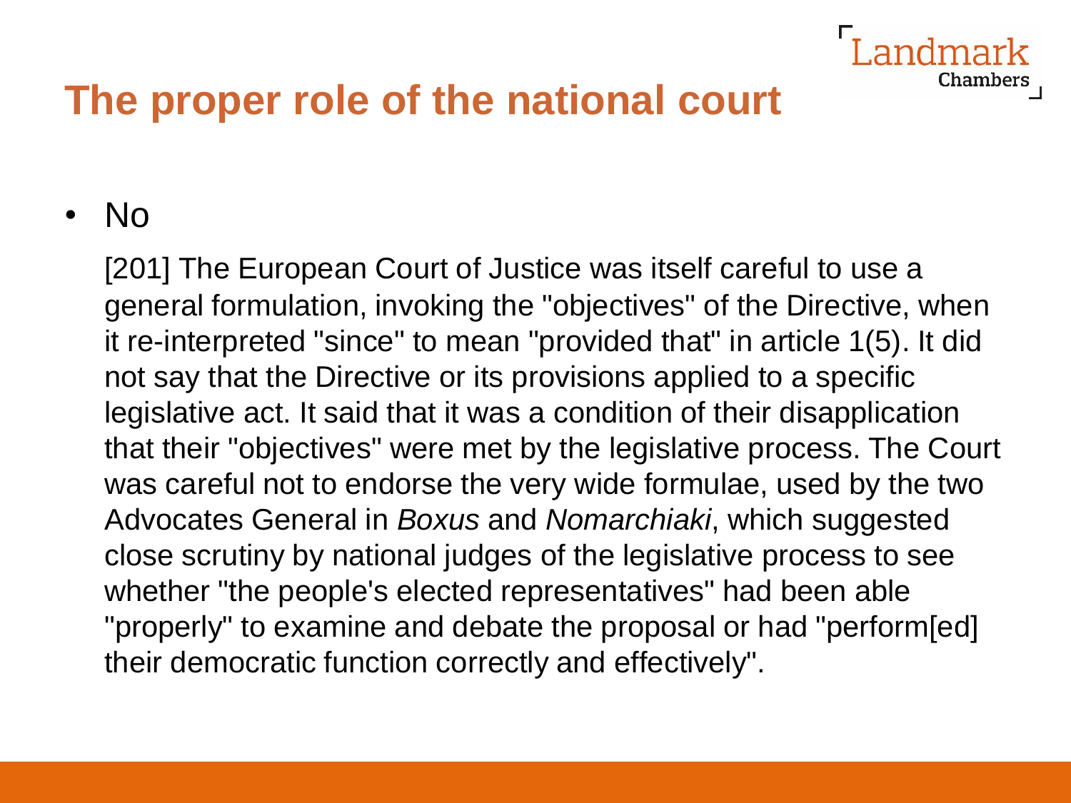# The proper role of the national court

- No

  [201] The European Court of Justice was itself careful to use a general formulation, invoking the "objectives" of the Directive, when it re-interpreted "since" to mean "provided that" in article 1(5). It did not say that the Directive or its provisions applied to a specific legislative act. It said that it was a condition of their disapplication that their "objectives" were met by the legislative process. The Court was careful not to endorse the very wide formulae, used by the two Advocates General in *Boxus* and *Nomarchiaki*, which suggested close scrutiny by national judges of the legislative process to see whether "the people's elected representatives" had been able "properly" to examine and debate the proposal or had "perform[ed] their democratic function correctly and effectively".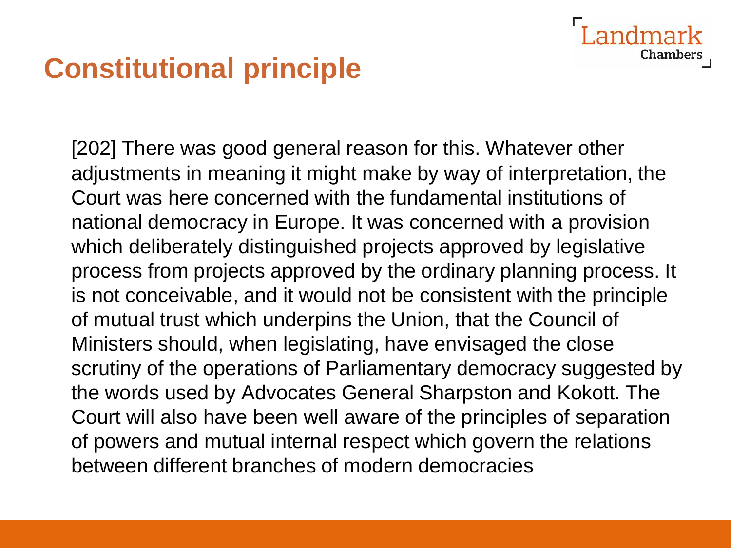# Constitutional principle

[202] There was good general reason for this. Whatever other adjustments in meaning it might make by way of interpretation, the Court was here concerned with the fundamental institutions of national democracy in Europe. It was concerned with a provision which deliberately distinguished projects approved by legislative process from projects approved by the ordinary planning process. It is not conceivable, and it would not be consistent with the principle of mutual trust which underpins the Union, that the Council of Ministers should, when legislating, have envisaged the close scrutiny of the operations of Parliamentary democracy suggested by the words used by Advocates General Sharpston and Kokott. The Court will also have been well aware of the principles of separation of powers and mutual internal respect which govern the relations between different branches of modern democracies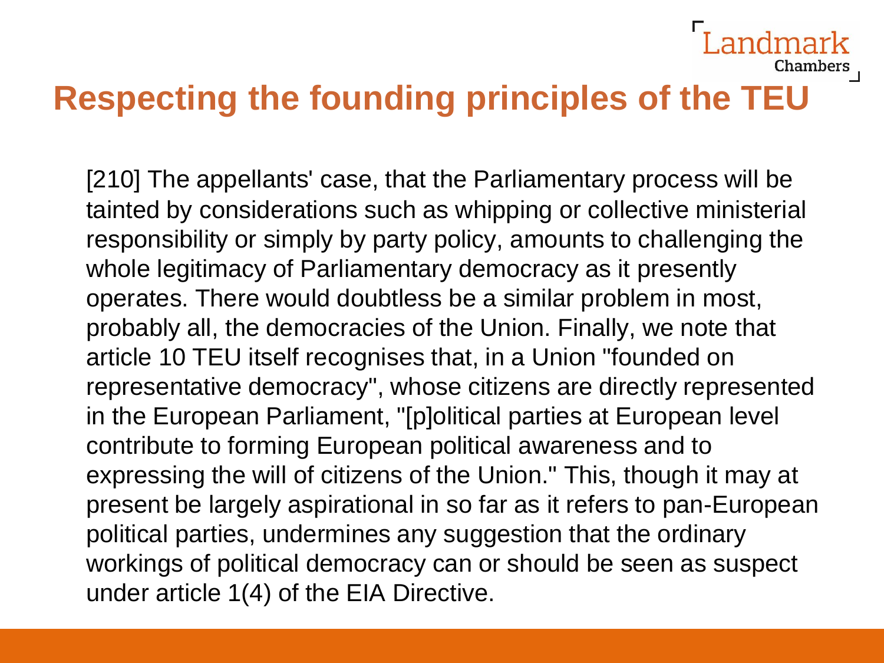# Respecting the founding principles of the TEU

[210] The appellants' case, that the Parliamentary process will be tainted by considerations such as whipping or collective ministerial responsibility or simply by party policy, amounts to challenging the whole legitimacy of Parliamentary democracy as it presently operates. There would doubtless be a similar problem in most, probably all, the democracies of the Union. Finally, we note that article 10 TEU itself recognises that, in a Union "founded on representative democracy", whose citizens are directly represented in the European Parliament, "[p]olitical parties at European level contribute to forming European political awareness and to expressing the will of citizens of the Union." This, though it may at present be largely aspirational in so far as it refers to pan-European political parties, undermines any suggestion that the ordinary workings of political democracy can or should be seen as suspect under article 1(4) of the EIA Directive.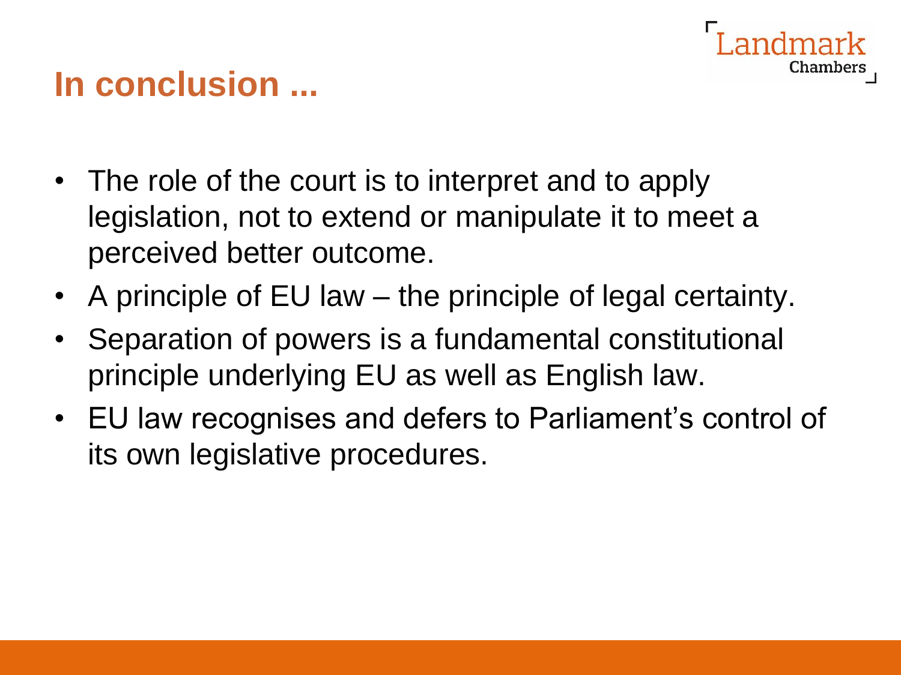# In conclusion ...

- The role of the court is to interpret and to apply legislation, not to extend or manipulate it to meet a perceived better outcome.
- A principle of EU law – the principle of legal certainty.
- Separation of powers is a fundamental constitutional principle underlying EU as well as English law.
- EU law recognises and defers to Parliament's control of its own legislative procedures.